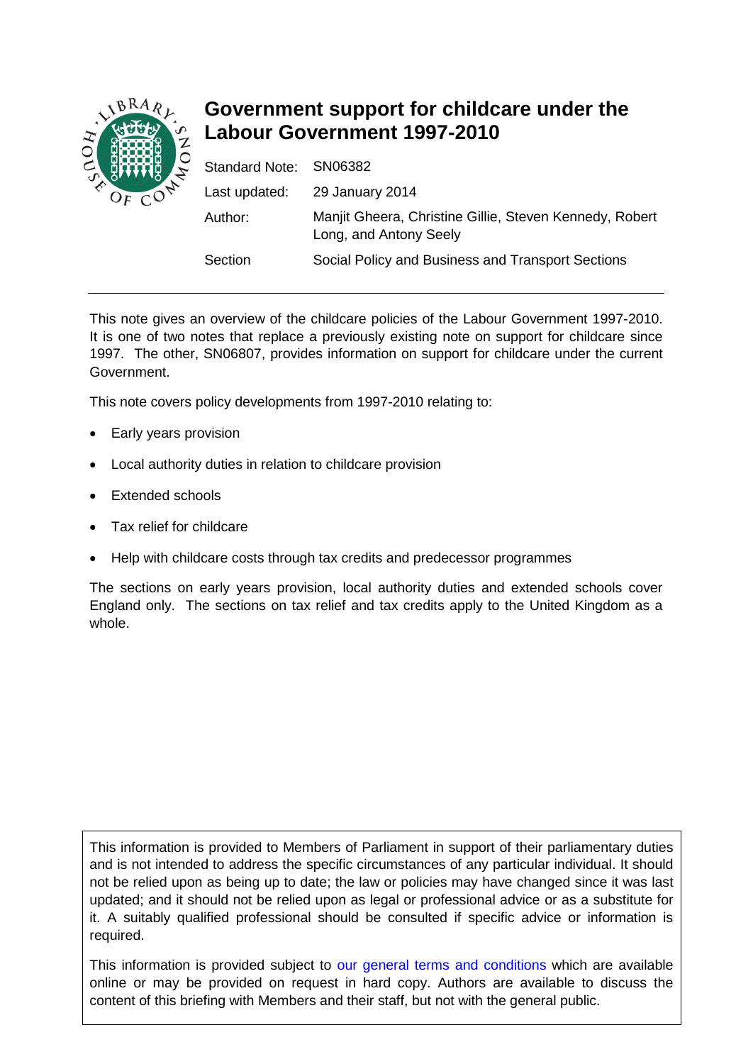# Government support for childcare under the Labour Government 1997-2010

| | |
|---|---|
| Standard Note: | SN06382 |
| Last updated: | 29 January 2014 |
| Author: | Manjit Gheera, Christine Gillie, Steven Kennedy, Robert Long, and Antony Seely |
| Section | Social Policy and Business and Transport Sections |

This note gives an overview of the childcare policies of the Labour Government 1997-2010. It is one of two notes that replace a previously existing note on support for childcare since 1997. The other, SN06807, provides information on support for childcare under the current Government.

This note covers policy developments from 1997-2010 relating to:

- Early years provision
- Local authority duties in relation to childcare provision
- Extended schools
- Tax relief for childcare
- Help with childcare costs through tax credits and predecessor programmes

The sections on early years provision, local authority duties and extended schools cover England only. The sections on tax relief and tax credits apply to the United Kingdom as a whole.

This information is provided to Members of Parliament in support of their parliamentary duties and is not intended to address the specific circumstances of any particular individual. It should not be relied upon as being up to date; the law or policies may have changed since it was last updated; and it should not be relied upon as legal or professional advice or as a substitute for it. A suitably qualified professional should be consulted if specific advice or information is required.

This information is provided subject to our general terms and conditions which are available online or may be provided on request in hard copy. Authors are available to discuss the content of this briefing with Members and their staff, but not with the general public.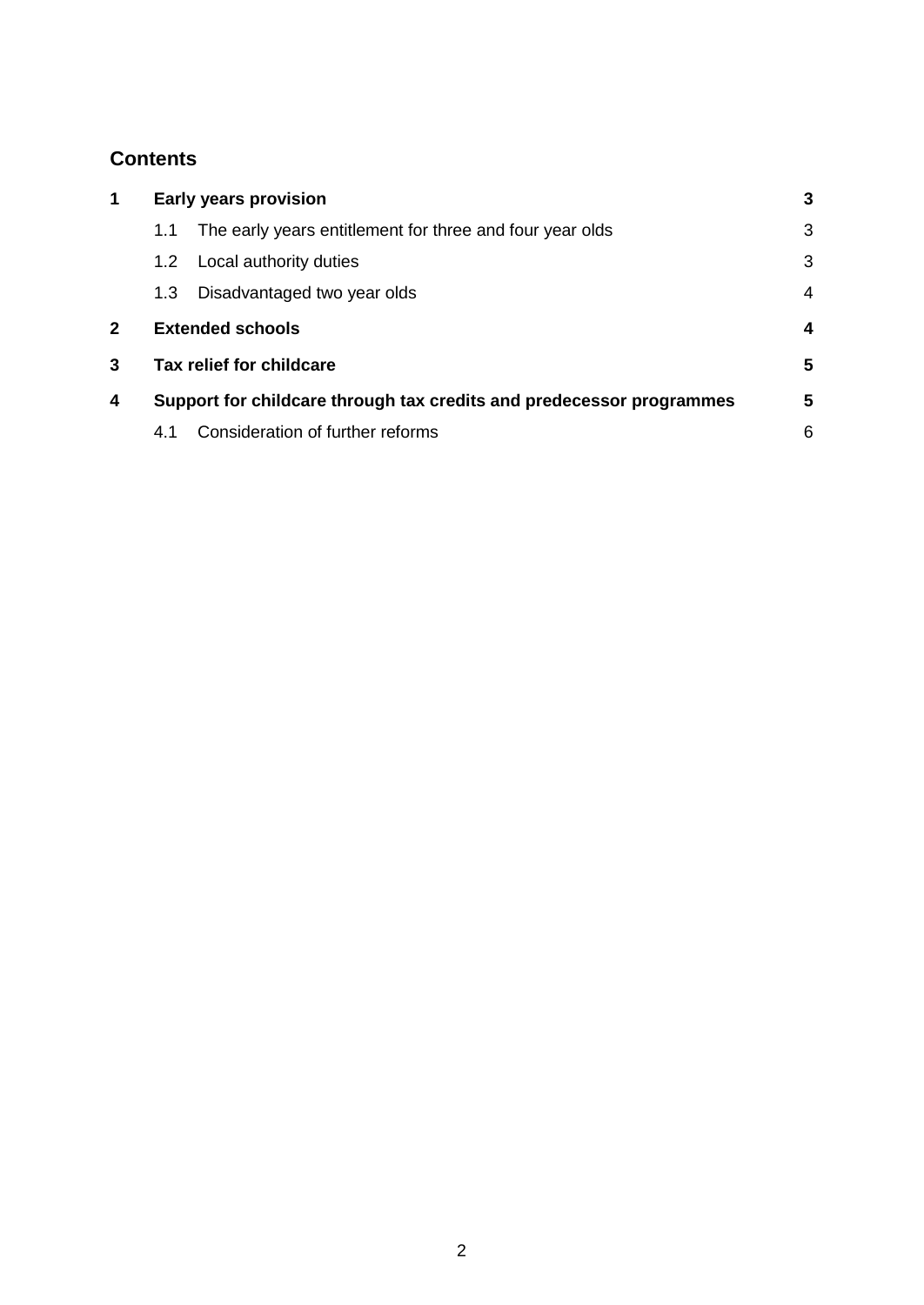## Contents

| | | |
|---|---|---|
| **1** | **Early years provision** | **3** |
| | 1.1 The early years entitlement for three and four year olds | 3 |
| | 1.2 Local authority duties | 3 |
| | 1.3 Disadvantaged two year olds | 4 |
| **2** | **Extended schools** | **4** |
| **3** | **Tax relief for childcare** | **5** |
| **4** | **Support for childcare through tax credits and predecessor programmes** | **5** |
| | 4.1 Consideration of further reforms | 6 |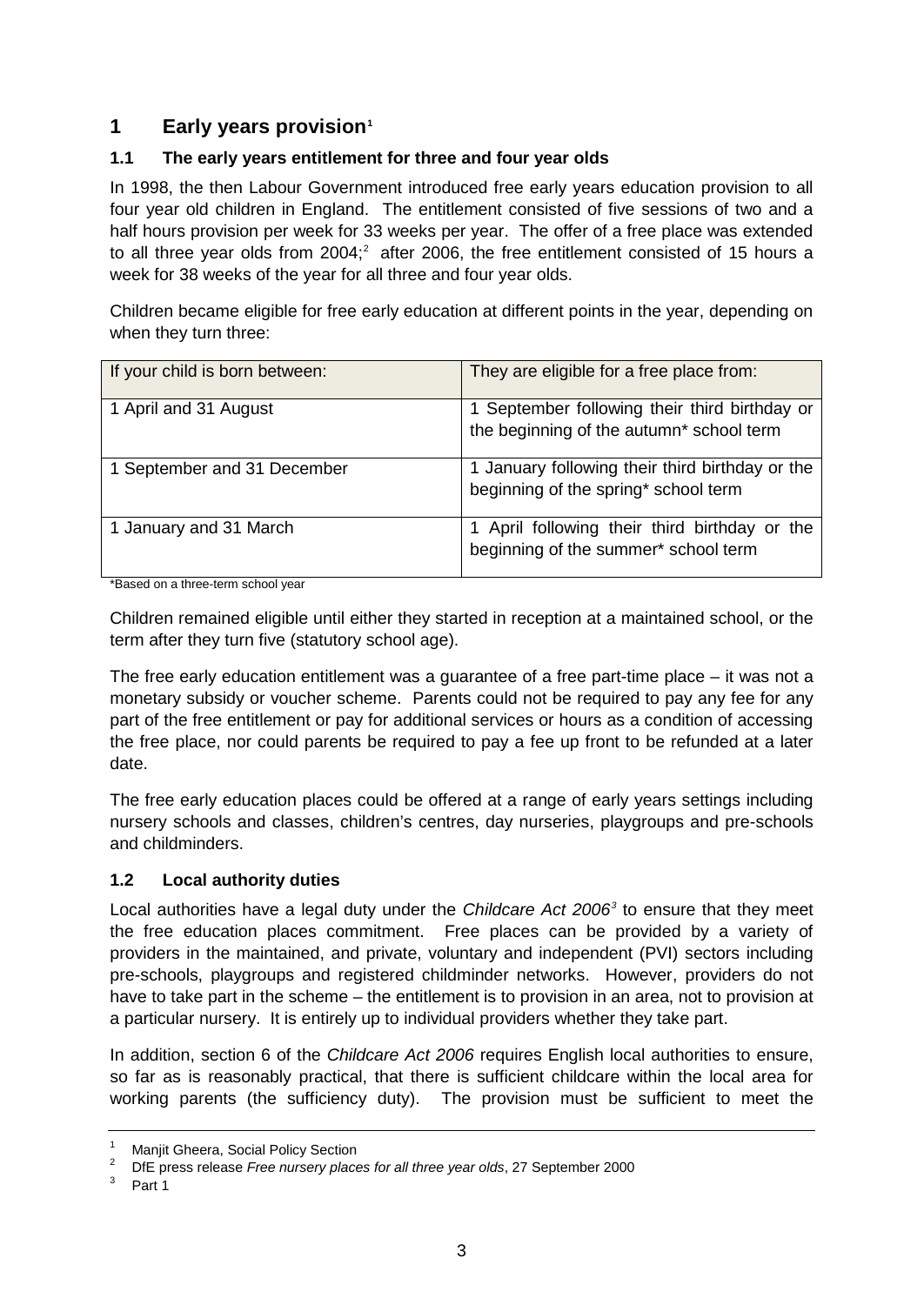# 1 Early years provision[1]

## 1.1 The early years entitlement for three and four year olds

In 1998, the then Labour Government introduced free early years education provision to all four year old children in England. The entitlement consisted of five sessions of two and a half hours provision per week for 33 weeks per year. The offer of a free place was extended to all three year olds from 2004;[2] after 2006, the free entitlement consisted of 15 hours a week for 38 weeks of the year for all three and four year olds.

Children became eligible for free early education at different points in the year, depending on when they turn three:

| If your child is born between: | They are eligible for a free place from: |
|---|---|
| 1 April and 31 August | 1 September following their third birthday or the beginning of the autumn* school term |
| 1 September and 31 December | 1 January following their third birthday or the beginning of the spring* school term |
| 1 January and 31 March | 1 April following their third birthday or the beginning of the summer* school term |

*Based on a three-term school year

Children remained eligible until either they started in reception at a maintained school, or the term after they turn five (statutory school age).

The free early education entitlement was a guarantee of a free part-time place – it was not a monetary subsidy or voucher scheme. Parents could not be required to pay any fee for any part of the free entitlement or pay for additional services or hours as a condition of accessing the free place, nor could parents be required to pay a fee up front to be refunded at a later date.

The free early education places could be offered at a range of early years settings including nursery schools and classes, children's centres, day nurseries, playgroups and pre-schools and childminders.

## 1.2 Local authority duties

Local authorities have a legal duty under the *Childcare Act 2006*[3] to ensure that they meet the free education places commitment. Free places can be provided by a variety of providers in the maintained, and private, voluntary and independent (PVI) sectors including pre-schools, playgroups and registered childminder networks. However, providers do not have to take part in the scheme – the entitlement is to provision in an area, not to provision at a particular nursery. It is entirely up to individual providers whether they take part.

In addition, section 6 of the *Childcare Act 2006* requires English local authorities to ensure, so far as is reasonably practical, that there is sufficient childcare within the local area for working parents (the sufficiency duty). The provision must be sufficient to meet the

---

[1] Manjit Gheera, Social Policy Section

[2] DfE press release *Free nursery places for all three year olds*, 27 September 2000

[3] Part 1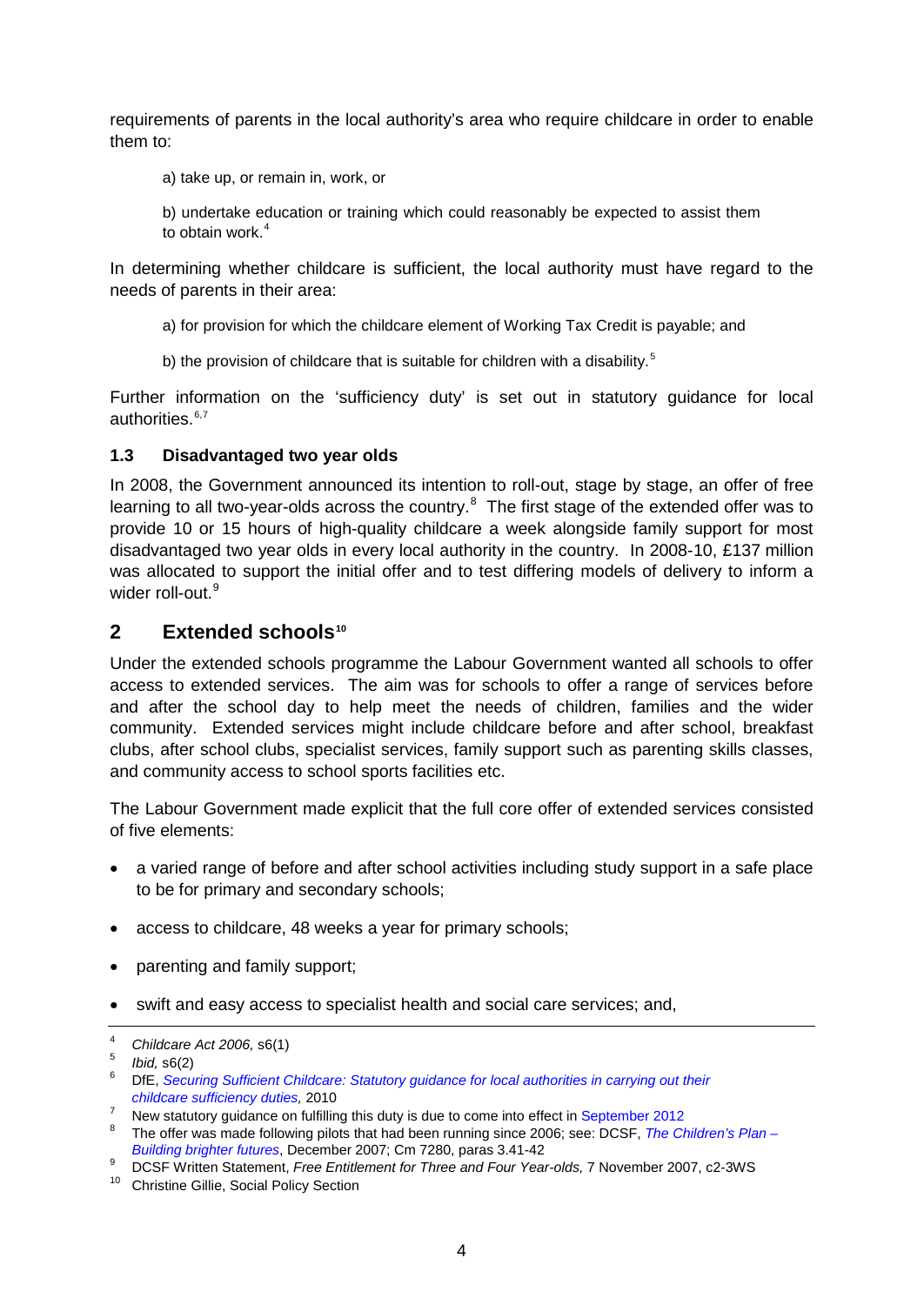requirements of parents in the local authority's area who require childcare in order to enable them to:

> a) take up, or remain in, work, or
>
> b) undertake education or training which could reasonably be expected to assist them to obtain work.[4]

In determining whether childcare is sufficient, the local authority must have regard to the needs of parents in their area:

> a) for provision for which the childcare element of Working Tax Credit is payable; and
>
> b) the provision of childcare that is suitable for children with a disability.[5]

Further information on the 'sufficiency duty' is set out in statutory guidance for local authorities.[6,7]

### 1.3 Disadvantaged two year olds

In 2008, the Government announced its intention to roll-out, stage by stage, an offer of free learning to all two-year-olds across the country.[8] The first stage of the extended offer was to provide 10 or 15 hours of high-quality childcare a week alongside family support for most disadvantaged two year olds in every local authority in the country. In 2008-10, £137 million was allocated to support the initial offer and to test differing models of delivery to inform a wider roll-out.[9]

## 2 Extended schools[10]

Under the extended schools programme the Labour Government wanted all schools to offer access to extended services. The aim was for schools to offer a range of services before and after the school day to help meet the needs of children, families and the wider community. Extended services might include childcare before and after school, breakfast clubs, after school clubs, specialist services, family support such as parenting skills classes, and community access to school sports facilities etc.

The Labour Government made explicit that the full core offer of extended services consisted of five elements:

- a varied range of before and after school activities including study support in a safe place to be for primary and secondary schools;
- access to childcare, 48 weeks a year for primary schools;
- parenting and family support;
- swift and easy access to specialist health and social care services; and,

---

4. *Childcare Act 2006,* s6(1)
5. *Ibid,* s6(2)
6. DfE, *Securing Sufficient Childcare: Statutory guidance for local authorities in carrying out their childcare sufficiency duties,* 2010
7. New statutory guidance on fulfilling this duty is due to come into effect in September 2012
8. The offer was made following pilots that had been running since 2006; see: DCSF, *The Children's Plan – Building brighter futures*, December 2007; Cm 7280, paras 3.41-42
9. DCSF Written Statement, *Free Entitlement for Three and Four Year-olds,* 7 November 2007, c2-3WS
10. Christine Gillie, Social Policy Section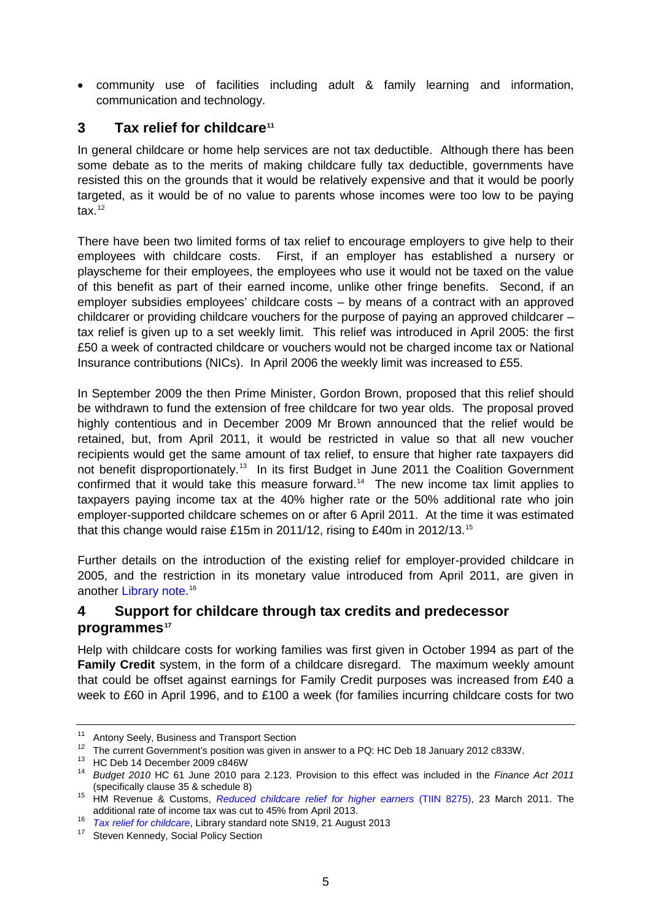- community use of facilities including adult & family learning and information, communication and technology.

## 3 Tax relief for childcare[11]

In general childcare or home help services are not tax deductible. Although there has been some debate as to the merits of making childcare fully tax deductible, governments have resisted this on the grounds that it would be relatively expensive and that it would be poorly targeted, as it would be of no value to parents whose incomes were too low to be paying tax.[12]

There have been two limited forms of tax relief to encourage employers to give help to their employees with childcare costs. First, if an employer has established a nursery or playscheme for their employees, the employees who use it would not be taxed on the value of this benefit as part of their earned income, unlike other fringe benefits. Second, if an employer subsidies employees' childcare costs – by means of a contract with an approved childcarer or providing childcare vouchers for the purpose of paying an approved childcarer – tax relief is given up to a set weekly limit. This relief was introduced in April 2005: the first £50 a week of contracted childcare or vouchers would not be charged income tax or National Insurance contributions (NICs). In April 2006 the weekly limit was increased to £55.

In September 2009 the then Prime Minister, Gordon Brown, proposed that this relief should be withdrawn to fund the extension of free childcare for two year olds. The proposal proved highly contentious and in December 2009 Mr Brown announced that the relief would be retained, but, from April 2011, it would be restricted in value so that all new voucher recipients would get the same amount of tax relief, to ensure that higher rate taxpayers did not benefit disproportionately.[13] In its first Budget in June 2011 the Coalition Government confirmed that it would take this measure forward.[14] The new income tax limit applies to taxpayers paying income tax at the 40% higher rate or the 50% additional rate who join employer-supported childcare schemes on or after 6 April 2011. At the time it was estimated that this change would raise £15m in 2011/12, rising to £40m in 2012/13.[15]

Further details on the introduction of the existing relief for employer-provided childcare in 2005, and the restriction in its monetary value introduced from April 2011, are given in another Library note.[16]

## 4 Support for childcare through tax credits and predecessor programmes[17]

Help with childcare costs for working families was first given in October 1994 as part of the **Family Credit** system, in the form of a childcare disregard. The maximum weekly amount that could be offset against earnings for Family Credit purposes was increased from £40 a week to £60 in April 1996, and to £100 a week (for families incurring childcare costs for two

---

[11] Antony Seely, Business and Transport Section

[12] The current Government's position was given in answer to a PQ: HC Deb 18 January 2012 c833W.

[13] HC Deb 14 December 2009 c846W

[14] *Budget 2010* HC 61 June 2010 para 2.123. Provision to this effect was included in the *Finance Act 2011* (specifically clause 35 & schedule 8)

[15] HM Revenue & Customs, *Reduced childcare relief for higher earners* (TIIN 8275), 23 March 2011. The additional rate of income tax was cut to 45% from April 2013.

[16] *Tax relief for childcare*, Library standard note SN19, 21 August 2013

[17] Steven Kennedy, Social Policy Section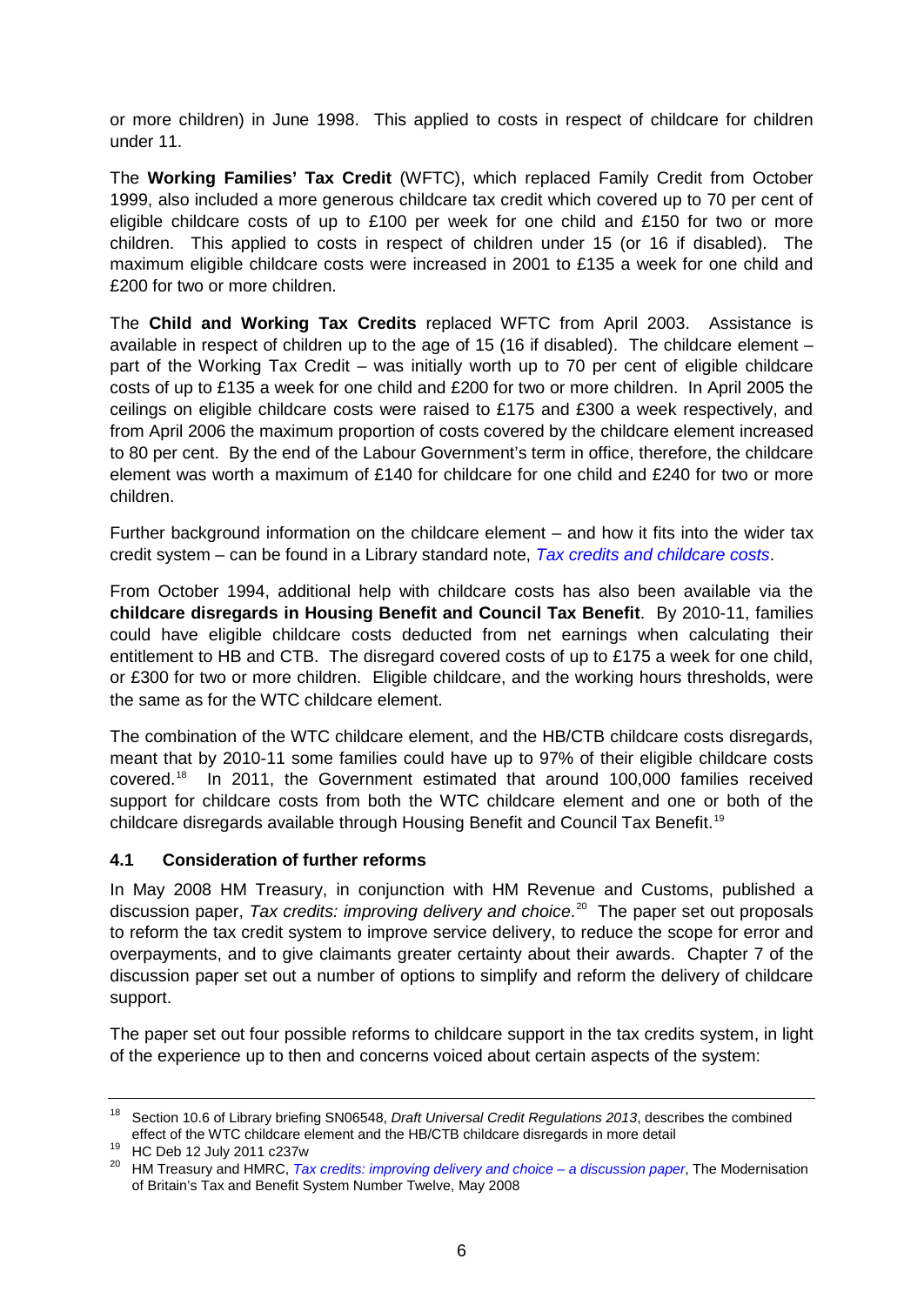or more children) in June 1998. This applied to costs in respect of childcare for children under 11.

The **Working Families' Tax Credit** (WFTC), which replaced Family Credit from October 1999, also included a more generous childcare tax credit which covered up to 70 per cent of eligible childcare costs of up to £100 per week for one child and £150 for two or more children. This applied to costs in respect of children under 15 (or 16 if disabled). The maximum eligible childcare costs were increased in 2001 to £135 a week for one child and £200 for two or more children.

The **Child and Working Tax Credits** replaced WFTC from April 2003. Assistance is available in respect of children up to the age of 15 (16 if disabled). The childcare element – part of the Working Tax Credit – was initially worth up to 70 per cent of eligible childcare costs of up to £135 a week for one child and £200 for two or more children. In April 2005 the ceilings on eligible childcare costs were raised to £175 and £300 a week respectively, and from April 2006 the maximum proportion of costs covered by the childcare element increased to 80 per cent. By the end of the Labour Government's term in office, therefore, the childcare element was worth a maximum of £140 for childcare for one child and £240 for two or more children.

Further background information on the childcare element – and how it fits into the wider tax credit system – can be found in a Library standard note, *Tax credits and childcare costs*.

From October 1994, additional help with childcare costs has also been available via the **childcare disregards in Housing Benefit and Council Tax Benefit**. By 2010-11, families could have eligible childcare costs deducted from net earnings when calculating their entitlement to HB and CTB. The disregard covered costs of up to £175 a week for one child, or £300 for two or more children. Eligible childcare, and the working hours thresholds, were the same as for the WTC childcare element.

The combination of the WTC childcare element, and the HB/CTB childcare costs disregards, meant that by 2010-11 some families could have up to 97% of their eligible childcare costs covered.[18] In 2011, the Government estimated that around 100,000 families received support for childcare costs from both the WTC childcare element and one or both of the childcare disregards available through Housing Benefit and Council Tax Benefit.[19]

### 4.1 Consideration of further reforms

In May 2008 HM Treasury, in conjunction with HM Revenue and Customs, published a discussion paper, *Tax credits: improving delivery and choice*.[20] The paper set out proposals to reform the tax credit system to improve service delivery, to reduce the scope for error and overpayments, and to give claimants greater certainty about their awards. Chapter 7 of the discussion paper set out a number of options to simplify and reform the delivery of childcare support.

The paper set out four possible reforms to childcare support in the tax credits system, in light of the experience up to then and concerns voiced about certain aspects of the system:

---

[18] Section 10.6 of Library briefing SN06548, *Draft Universal Credit Regulations 2013*, describes the combined effect of the WTC childcare element and the HB/CTB childcare disregards in more detail

[19] HC Deb 12 July 2011 c237w

[20] HM Treasury and HMRC, *Tax credits: improving delivery and choice – a discussion paper*, The Modernisation of Britain's Tax and Benefit System Number Twelve, May 2008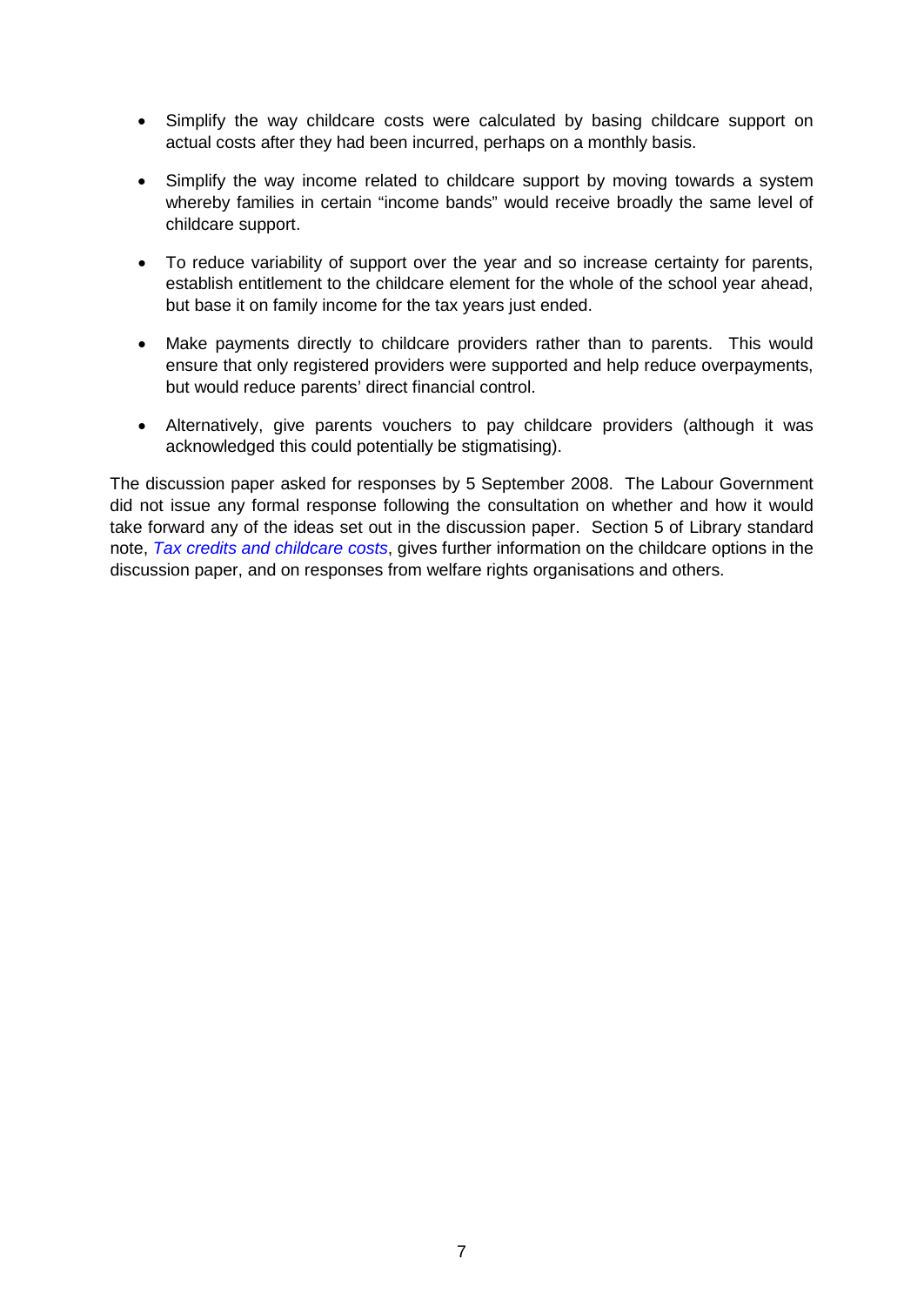- Simplify the way childcare costs were calculated by basing childcare support on actual costs after they had been incurred, perhaps on a monthly basis.
- Simplify the way income related to childcare support by moving towards a system whereby families in certain "income bands" would receive broadly the same level of childcare support.
- To reduce variability of support over the year and so increase certainty for parents, establish entitlement to the childcare element for the whole of the school year ahead, but base it on family income for the tax years just ended.
- Make payments directly to childcare providers rather than to parents. This would ensure that only registered providers were supported and help reduce overpayments, but would reduce parents' direct financial control.
- Alternatively, give parents vouchers to pay childcare providers (although it was acknowledged this could potentially be stigmatising).

The discussion paper asked for responses by 5 September 2008. The Labour Government did not issue any formal response following the consultation on whether and how it would take forward any of the ideas set out in the discussion paper. Section 5 of Library standard note, *Tax credits and childcare costs*, gives further information on the childcare options in the discussion paper, and on responses from welfare rights organisations and others.